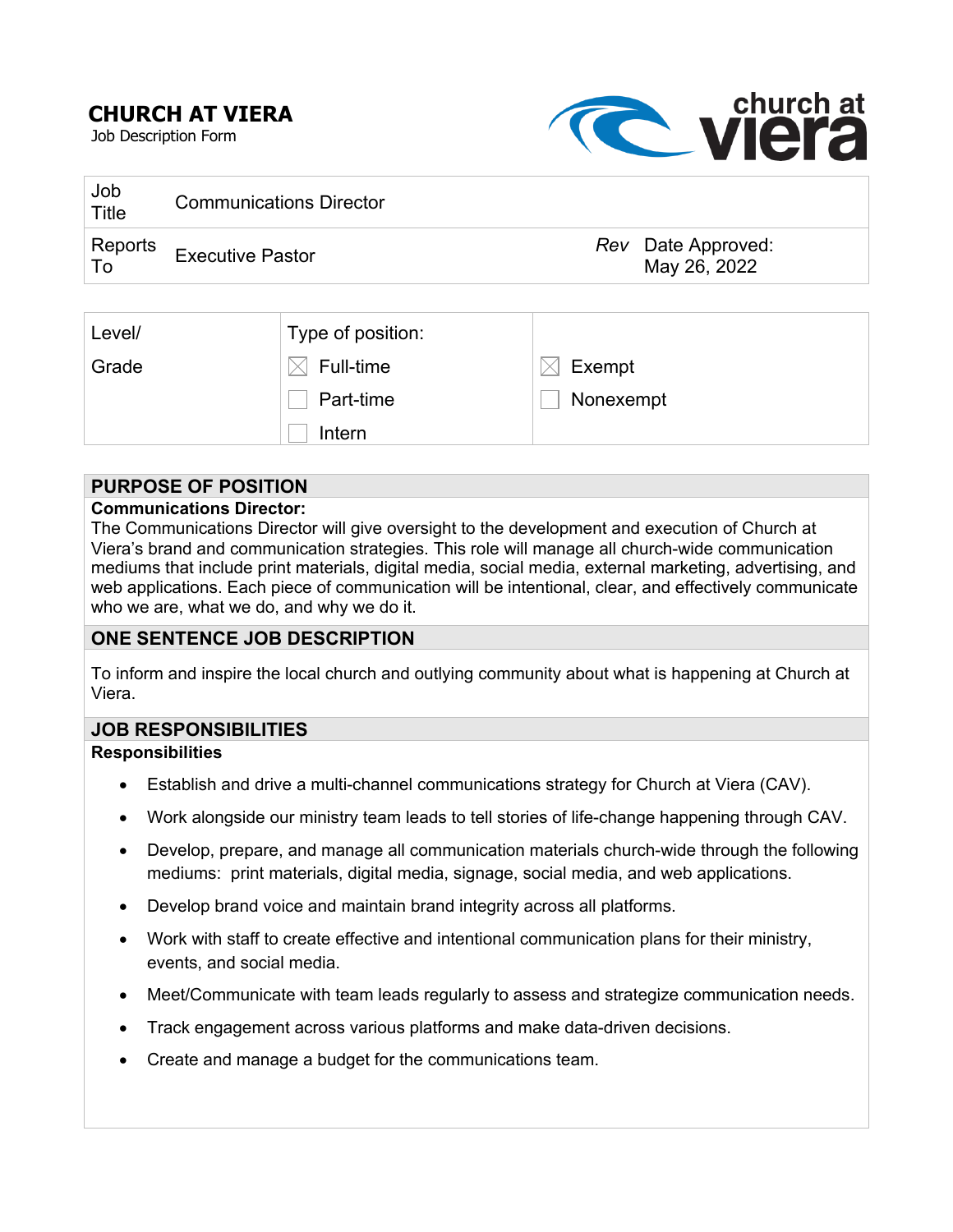# CHURCH AT VIERA

Job Description Form

| Job Title | Communications Director | | |
|---|---|---|---|
| Reports To | Executive Pastor | *Rev* | Date Approved: May 26, 2022 |

| Level/ Grade | Type of position: | |
|---|---|---|
| | ☒ Full-time | ☒ Exempt |
| | ☐ Part-time | ☐ Nonexempt |
| | ☐ Intern | |

## PURPOSE OF POSITION

**Communications Director:**

The Communications Director will give oversight to the development and execution of Church at Viera's brand and communication strategies. This role will manage all church-wide communication mediums that include print materials, digital media, social media, external marketing, advertising, and web applications. Each piece of communication will be intentional, clear, and effectively communicate who we are, what we do, and why we do it.

## ONE SENTENCE JOB DESCRIPTION

To inform and inspire the local church and outlying community about what is happening at Church at Viera.

## JOB RESPONSIBILITIES

**Responsibilities**

- Establish and drive a multi-channel communications strategy for Church at Viera (CAV).
- Work alongside our ministry team leads to tell stories of life-change happening through CAV.
- Develop, prepare, and manage all communication materials church-wide through the following mediums: print materials, digital media, signage, social media, and web applications.
- Develop brand voice and maintain brand integrity across all platforms.
- Work with staff to create effective and intentional communication plans for their ministry, events, and social media.
- Meet/Communicate with team leads regularly to assess and strategize communication needs.
- Track engagement across various platforms and make data-driven decisions.
- Create and manage a budget for the communications team.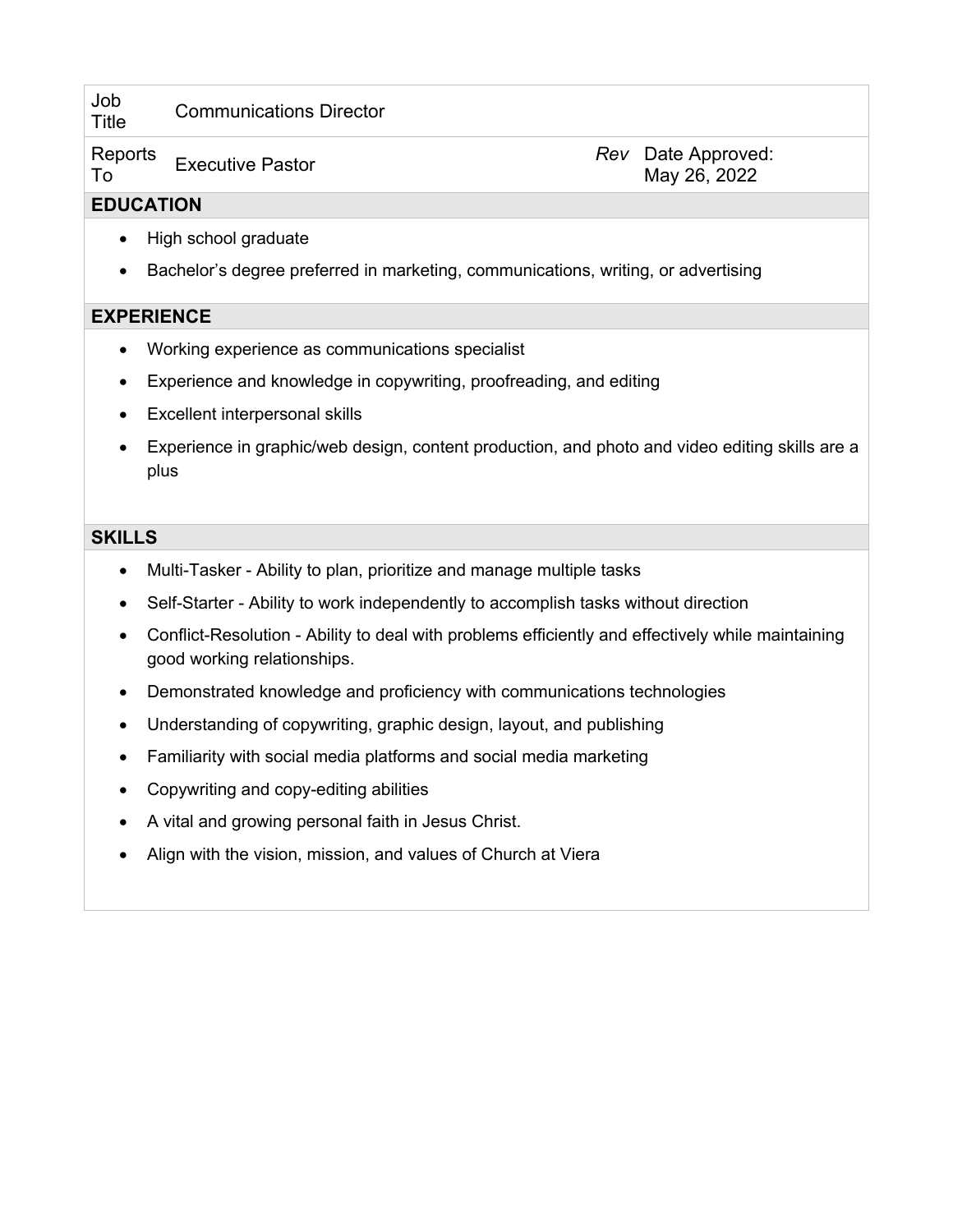| | | | |
|---|---|---|---|
| Job Title | Communications Director | | |
| Reports To | Executive Pastor | *Rev* | Date Approved: May 26, 2022 |

## EDUCATION

- High school graduate
- Bachelor's degree preferred in marketing, communications, writing, or advertising

## EXPERIENCE

- Working experience as communications specialist
- Experience and knowledge in copywriting, proofreading, and editing
- Excellent interpersonal skills
- Experience in graphic/web design, content production, and photo and video editing skills are a plus

## SKILLS

- Multi-Tasker - Ability to plan, prioritize and manage multiple tasks
- Self-Starter - Ability to work independently to accomplish tasks without direction
- Conflict-Resolution - Ability to deal with problems efficiently and effectively while maintaining good working relationships.
- Demonstrated knowledge and proficiency with communications technologies
- Understanding of copywriting, graphic design, layout, and publishing
- Familiarity with social media platforms and social media marketing
- Copywriting and copy-editing abilities
- A vital and growing personal faith in Jesus Christ.
- Align with the vision, mission, and values of Church at Viera